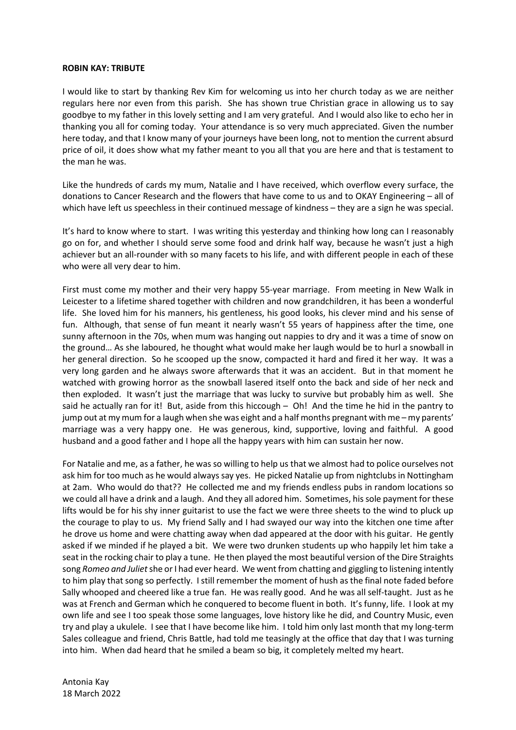**ROBIN KAY: TRIBUTE**

I would like to start by thanking Rev Kim for welcoming us into her church today as we are neither regulars here nor even from this parish. She has shown true Christian grace in allowing us to say goodbye to my father in this lovely setting and I am very grateful. And I would also like to echo her in thanking you all for coming today. Your attendance is so very much appreciated. Given the number here today, and that I know many of your journeys have been long, not to mention the current absurd price of oil, it does show what my father meant to you all that you are here and that is testament to the man he was.

Like the hundreds of cards my mum, Natalie and I have received, which overflow every surface, the donations to Cancer Research and the flowers that have come to us and to OKAY Engineering – all of which have left us speechless in their continued message of kindness – they are a sign he was special.

It's hard to know where to start. I was writing this yesterday and thinking how long can I reasonably go on for, and whether I should serve some food and drink half way, because he wasn't just a high achiever but an all-rounder with so many facets to his life, and with different people in each of these who were all very dear to him.

First must come my mother and their very happy 55-year marriage. From meeting in New Walk in Leicester to a lifetime shared together with children and now grandchildren, it has been a wonderful life. She loved him for his manners, his gentleness, his good looks, his clever mind and his sense of fun. Although, that sense of fun meant it nearly wasn't 55 years of happiness after the time, one sunny afternoon in the 70s, when mum was hanging out nappies to dry and it was a time of snow on the ground… As she laboured, he thought what would make her laugh would be to hurl a snowball in her general direction. So he scooped up the snow, compacted it hard and fired it her way. It was a very long garden and he always swore afterwards that it was an accident. But in that moment he watched with growing horror as the snowball lasered itself onto the back and side of her neck and then exploded. It wasn't just the marriage that was lucky to survive but probably him as well. She said he actually ran for it! But, aside from this hiccough – Oh! And the time he hid in the pantry to jump out at my mum for a laugh when she was eight and a half months pregnant with me – my parents' marriage was a very happy one. He was generous, kind, supportive, loving and faithful. A good husband and a good father and I hope all the happy years with him can sustain her now.

For Natalie and me, as a father, he was so willing to help us that we almost had to police ourselves not ask him for too much as he would always say yes. He picked Natalie up from nightclubs in Nottingham at 2am. Who would do that?? He collected me and my friends endless pubs in random locations so we could all have a drink and a laugh. And they all adored him. Sometimes, his sole payment for these lifts would be for his shy inner guitarist to use the fact we were three sheets to the wind to pluck up the courage to play to us. My friend Sally and I had swayed our way into the kitchen one time after he drove us home and were chatting away when dad appeared at the door with his guitar. He gently asked if we minded if he played a bit. We were two drunken students up who happily let him take a seat in the rocking chair to play a tune. He then played the most beautiful version of the Dire Straights song *Romeo and Juliet* she or I had ever heard. We went from chatting and giggling to listening intently to him play that song so perfectly. I still remember the moment of hush as the final note faded before Sally whooped and cheered like a true fan. He was really good. And he was all self-taught. Just as he was at French and German which he conquered to become fluent in both. It's funny, life. I look at my own life and see I too speak those some languages, love history like he did, and Country Music, even try and play a ukulele. I see that I have become like him. I told him only last month that my long-term Sales colleague and friend, Chris Battle, had told me teasingly at the office that day that I was turning into him. When dad heard that he smiled a beam so big, it completely melted my heart.

Antonia Kay
18 March 2022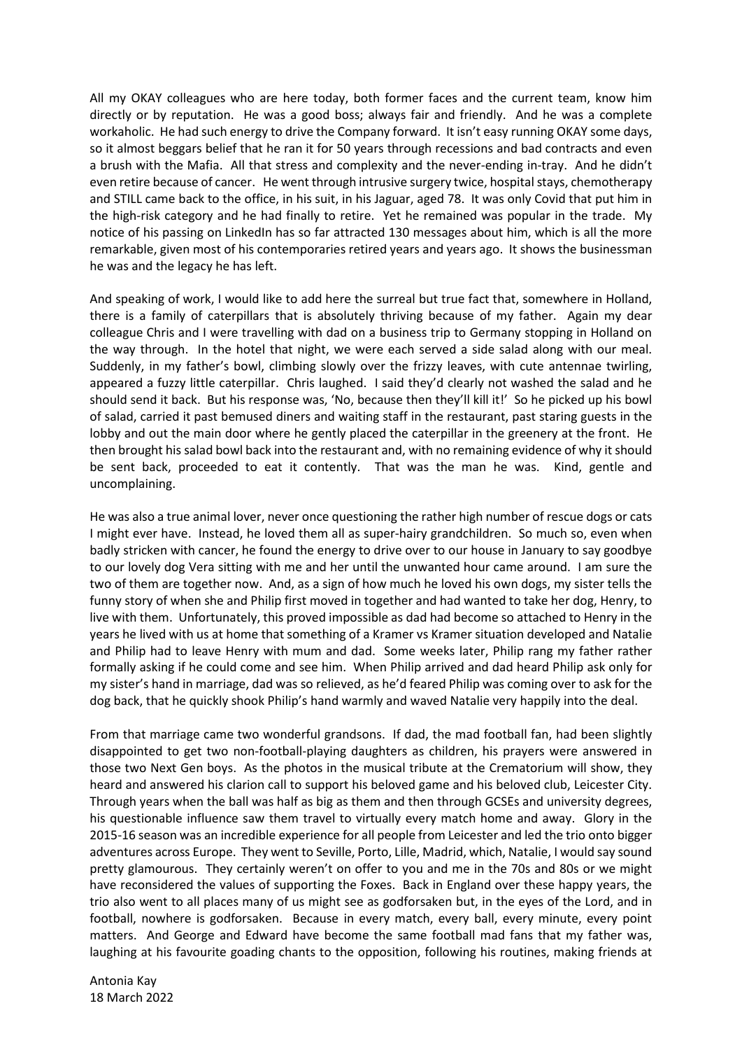All my OKAY colleagues who are here today, both former faces and the current team, know him directly or by reputation. He was a good boss; always fair and friendly. And he was a complete workaholic. He had such energy to drive the Company forward. It isn't easy running OKAY some days, so it almost beggars belief that he ran it for 50 years through recessions and bad contracts and even a brush with the Mafia. All that stress and complexity and the never-ending in-tray. And he didn't even retire because of cancer. He went through intrusive surgery twice, hospital stays, chemotherapy and STILL came back to the office, in his suit, in his Jaguar, aged 78. It was only Covid that put him in the high-risk category and he had finally to retire. Yet he remained was popular in the trade. My notice of his passing on LinkedIn has so far attracted 130 messages about him, which is all the more remarkable, given most of his contemporaries retired years and years ago. It shows the businessman he was and the legacy he has left.

And speaking of work, I would like to add here the surreal but true fact that, somewhere in Holland, there is a family of caterpillars that is absolutely thriving because of my father. Again my dear colleague Chris and I were travelling with dad on a business trip to Germany stopping in Holland on the way through. In the hotel that night, we were each served a side salad along with our meal. Suddenly, in my father's bowl, climbing slowly over the frizzy leaves, with cute antennae twirling, appeared a fuzzy little caterpillar. Chris laughed. I said they'd clearly not washed the salad and he should send it back. But his response was, 'No, because then they'll kill it!' So he picked up his bowl of salad, carried it past bemused diners and waiting staff in the restaurant, past staring guests in the lobby and out the main door where he gently placed the caterpillar in the greenery at the front. He then brought his salad bowl back into the restaurant and, with no remaining evidence of why it should be sent back, proceeded to eat it contently. That was the man he was. Kind, gentle and uncomplaining.

He was also a true animal lover, never once questioning the rather high number of rescue dogs or cats I might ever have. Instead, he loved them all as super-hairy grandchildren. So much so, even when badly stricken with cancer, he found the energy to drive over to our house in January to say goodbye to our lovely dog Vera sitting with me and her until the unwanted hour came around. I am sure the two of them are together now. And, as a sign of how much he loved his own dogs, my sister tells the funny story of when she and Philip first moved in together and had wanted to take her dog, Henry, to live with them. Unfortunately, this proved impossible as dad had become so attached to Henry in the years he lived with us at home that something of a Kramer vs Kramer situation developed and Natalie and Philip had to leave Henry with mum and dad. Some weeks later, Philip rang my father rather formally asking if he could come and see him. When Philip arrived and dad heard Philip ask only for my sister's hand in marriage, dad was so relieved, as he'd feared Philip was coming over to ask for the dog back, that he quickly shook Philip's hand warmly and waved Natalie very happily into the deal.

From that marriage came two wonderful grandsons. If dad, the mad football fan, had been slightly disappointed to get two non-football-playing daughters as children, his prayers were answered in those two Next Gen boys. As the photos in the musical tribute at the Crematorium will show, they heard and answered his clarion call to support his beloved game and his beloved club, Leicester City. Through years when the ball was half as big as them and then through GCSEs and university degrees, his questionable influence saw them travel to virtually every match home and away. Glory in the 2015-16 season was an incredible experience for all people from Leicester and led the trio onto bigger adventures across Europe. They went to Seville, Porto, Lille, Madrid, which, Natalie, I would say sound pretty glamourous. They certainly weren't on offer to you and me in the 70s and 80s or we might have reconsidered the values of supporting the Foxes. Back in England over these happy years, the trio also went to all places many of us might see as godforsaken but, in the eyes of the Lord, and in football, nowhere is godforsaken. Because in every match, every ball, every minute, every point matters. And George and Edward have become the same football mad fans that my father was, laughing at his favourite goading chants to the opposition, following his routines, making friends at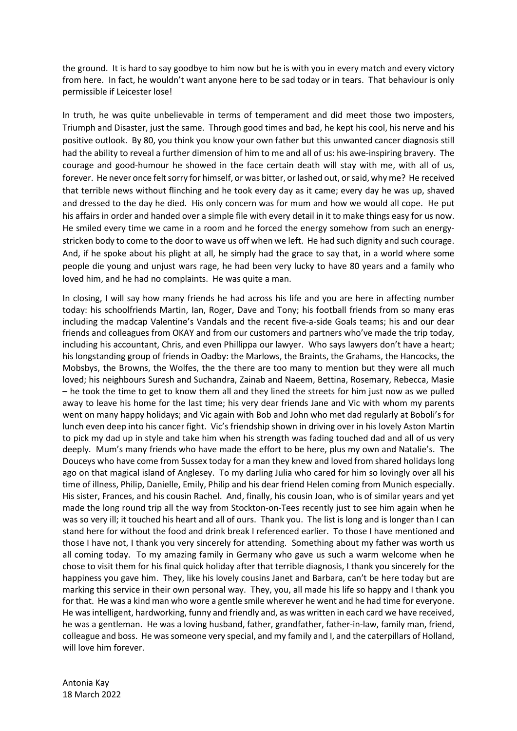the ground. It is hard to say goodbye to him now but he is with you in every match and every victory from here. In fact, he wouldn't want anyone here to be sad today or in tears. That behaviour is only permissible if Leicester lose!

In truth, he was quite unbelievable in terms of temperament and did meet those two imposters, Triumph and Disaster, just the same. Through good times and bad, he kept his cool, his nerve and his positive outlook. By 80, you think you know your own father but this unwanted cancer diagnosis still had the ability to reveal a further dimension of him to me and all of us: his awe-inspiring bravery. The courage and good-humour he showed in the face certain death will stay with me, with all of us, forever. He never once felt sorry for himself, or was bitter, or lashed out, or said, why me? He received that terrible news without flinching and he took every day as it came; every day he was up, shaved and dressed to the day he died. His only concern was for mum and how we would all cope. He put his affairs in order and handed over a simple file with every detail in it to make things easy for us now. He smiled every time we came in a room and he forced the energy somehow from such an energy-stricken body to come to the door to wave us off when we left. He had such dignity and such courage. And, if he spoke about his plight at all, he simply had the grace to say that, in a world where some people die young and unjust wars rage, he had been very lucky to have 80 years and a family who loved him, and he had no complaints. He was quite a man.

In closing, I will say how many friends he had across his life and you are here in affecting number today: his schoolfriends Martin, Ian, Roger, Dave and Tony; his football friends from so many eras including the madcap Valentine's Vandals and the recent five-a-side Goals teams; his and our dear friends and colleagues from OKAY and from our customers and partners who've made the trip today, including his accountant, Chris, and even Phillippa our lawyer. Who says lawyers don't have a heart; his longstanding group of friends in Oadby: the Marlows, the Braints, the Grahams, the Hancocks, the Mobsbys, the Browns, the Wolfes, the the there are too many to mention but they were all much loved; his neighbours Suresh and Suchandra, Zainab and Naeem, Bettina, Rosemary, Rebecca, Masie – he took the time to get to know them all and they lined the streets for him just now as we pulled away to leave his home for the last time; his very dear friends Jane and Vic with whom my parents went on many happy holidays; and Vic again with Bob and John who met dad regularly at Boboli's for lunch even deep into his cancer fight. Vic's friendship shown in driving over in his lovely Aston Martin to pick my dad up in style and take him when his strength was fading touched dad and all of us very deeply. Mum's many friends who have made the effort to be here, plus my own and Natalie's. The Douceys who have come from Sussex today for a man they knew and loved from shared holidays long ago on that magical island of Anglesey. To my darling Julia who cared for him so lovingly over all his time of illness, Philip, Danielle, Emily, Philip and his dear friend Helen coming from Munich especially. His sister, Frances, and his cousin Rachel. And, finally, his cousin Joan, who is of similar years and yet made the long round trip all the way from Stockton-on-Tees recently just to see him again when he was so very ill; it touched his heart and all of ours. Thank you. The list is long and is longer than I can stand here for without the food and drink break I referenced earlier. To those I have mentioned and those I have not, I thank you very sincerely for attending. Something about my father was worth us all coming today. To my amazing family in Germany who gave us such a warm welcome when he chose to visit them for his final quick holiday after that terrible diagnosis, I thank you sincerely for the happiness you gave him. They, like his lovely cousins Janet and Barbara, can't be here today but are marking this service in their own personal way. They, you, all made his life so happy and I thank you for that. He was a kind man who wore a gentle smile wherever he went and he had time for everyone. He was intelligent, hardworking, funny and friendly and, as was written in each card we have received, he was a gentleman. He was a loving husband, father, grandfather, father-in-law, family man, friend, colleague and boss. He was someone very special, and my family and I, and the caterpillars of Holland, will love him forever.

Antonia Kay
18 March 2022